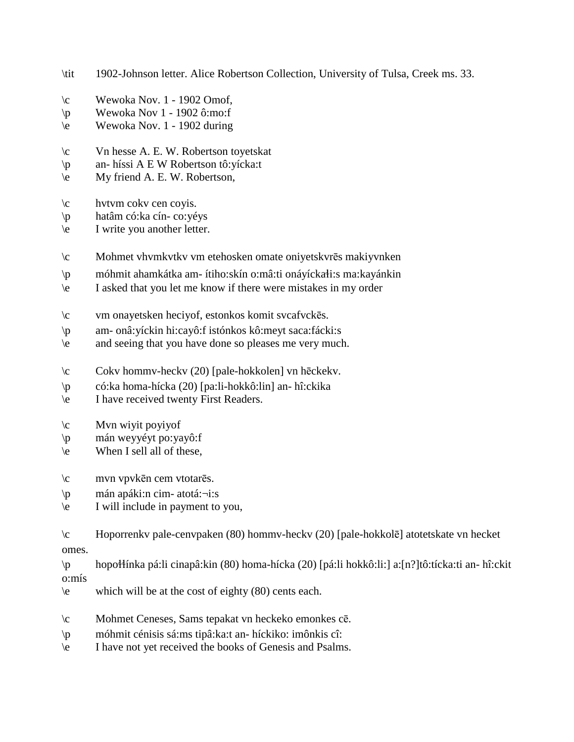\tit	1902-Johnson letter. Alice Robertson Collection, University of Tulsa, Creek ms. 33.

\c	Wewoka Nov. 1 - 1902 Omof,
\p	Wewoka Nov 1 - 1902 ô:mo:f
\e	Wewoka Nov. 1 - 1902 during

\c	Vn hesse A. E. W. Robertson toyetskat
\p	an- híssi A E W Robertson tô:yícka:t
\e	My friend A. E. W. Robertson,

\c	hvtvm cokv cen coyis.
\p	hatâm có:ka cín- co:yéys
\e	I write you another letter.

\c	Mohmet vhvmkvtkv vm etehosken omate oniyetskvrēs makiyvnken
\p	móhmit ahamkátka am- ítiho:skín o:mâ:ti onáyíckałi:s ma:kayánkin
\e	I asked that you let me know if there were mistakes in my order

\c	vm onayetsken heciyof, estonkos komit svcafvckēs.
\p	am- onâ:yíckin hi:cayô:f istónkos kô:meyt saca:fácki:s
\e	and seeing that you have done so pleases me very much.

\c	Cokv hommv-heckv (20) [pale-hokkolen] vn hēckekv.
\p	có:ka homa-hícka (20) [pa:li-hokkô:lin] an- hî:ckika
\e	I have received twenty First Readers.

\c	Mvn wiyit poyiyof
\p	mán weyyéyt po:yayô:f
\e	When I sell all of these,

\c	mvn vpvkēn cem vtotarēs.
\p	mán apáki:n cim- atotá:¬i:s
\e	I will include in payment to you,

\c	Hoporrenkv pale-cenvpaken (80) hommv-heckv (20) [pale-hokkolē] atotetskate vn hecket omes.
\p	hopoɬɬínka pá:li cinapâ:kin (80) homa-hícka (20) [pá:li hokkô:li:] a:[n?]tô:tícka:ti an- hî:ckit o:mís
\e	which will be at the cost of eighty (80) cents each.

\c	Mohmet Ceneses, Sams tepakat vn heckeko emonkes cē.
\p	móhmit cénisis sá:ms tipâ:ka:t an- híckiko: imônkis cî:
\e	I have not yet received the books of Genesis and Psalms.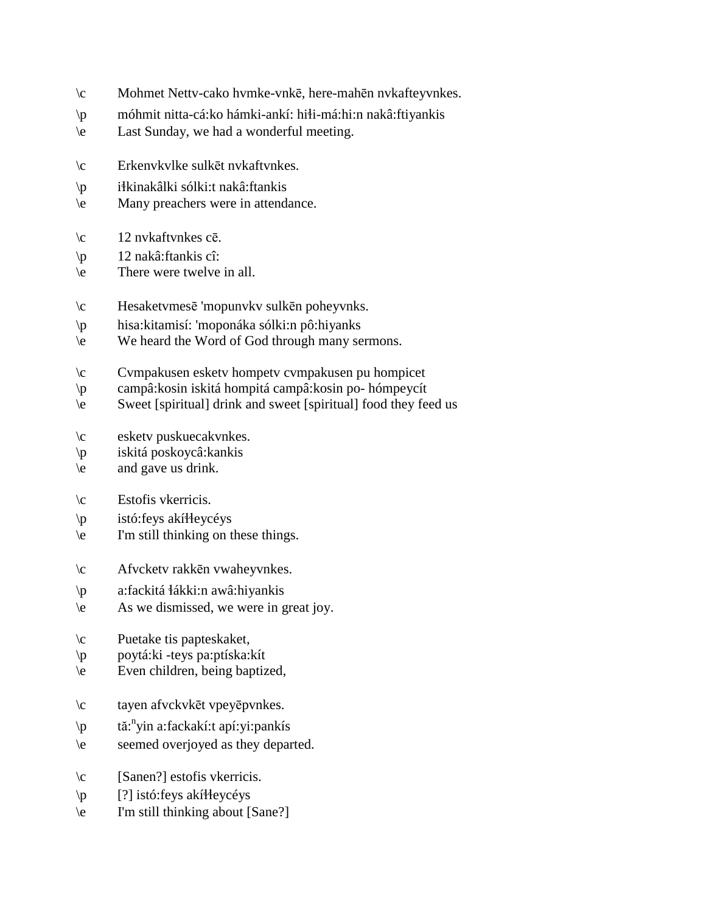\c Mohmet Nettv-cako hvmke-vnkē, here-mahēn nvkafteyvnkes.
\p móhmit nitta-cá:ko hámki-ankí: hiɬi-má:hi:n nakâ:ftiyankis
\e Last Sunday, we had a wonderful meeting.

\c Erkenvkvlke sulkēt nvkaftvnkes.
\p iɬkinakâlki sólki:t nakâ:ftankis
\e Many preachers were in attendance.

\c 12 nvkaftvnkes cē.
\p 12 nakâ:ftankis cî:
\e There were twelve in all.

\c Hesaketvmesē 'mopunvkv sulkēn poheyvnks.
\p hisa:kitamisí: 'moponáka sólki:n pô:hiyanks
\e We heard the Word of God through many sermons.

\c Cvmpakusen esketv hompetv cvmpakusen pu hompicet
\p campâ:kosin iskitá hompitá campâ:kosin po- hómpeycít
\e Sweet [spiritual] drink and sweet [spiritual] food they feed us

\c esketv puskuecakvnkes.
\p iskitá poskoycâ:kankis
\e and gave us drink.

\c Estofis vkerricis.
\p istó:feys akíɬɬeycéys
\e I'm still thinking on these things.

\c Afvcketv rakkēn vwaheyvnkes.
\p a:fackitá ɬákki:n awâ:hiyankis
\e As we dismissed, we were in great joy.

\c Puetake tis papteskaket,
\p poytá:ki -teys pa:ptíska:kít
\e Even children, being baptized,

\c tayen afvckvkēt vpeyēpvnkes.
\p tă:ⁿyin a:fackakí:t apí:yi:pankís
\e seemed overjoyed as they departed.

\c [Sanen?] estofis vkerricis.
\p [?] istó:feys akíɬɬeycéys
\e I'm still thinking about [Sane?]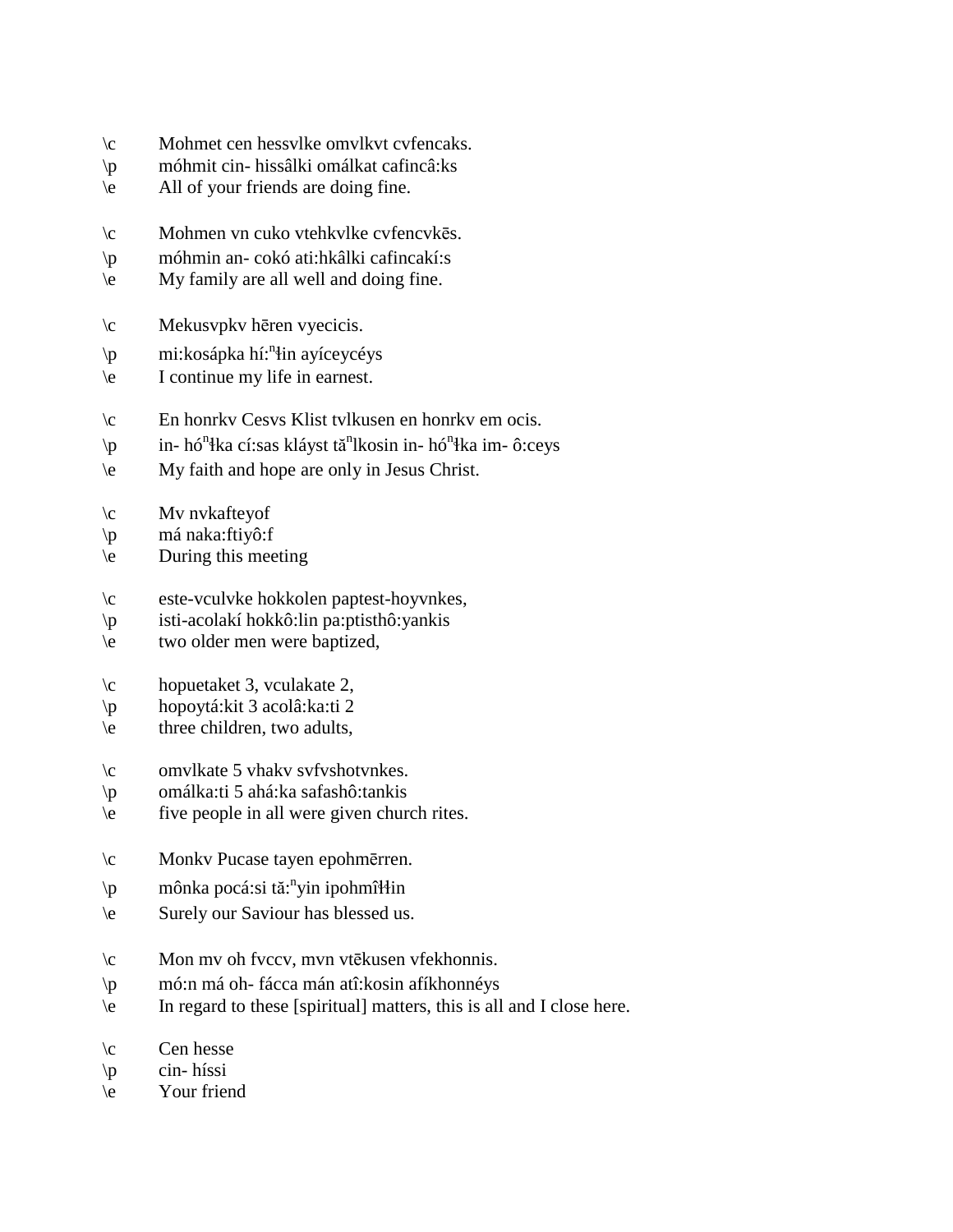\c Mohmet cen hessvlke omvlkvt cvfencaks.
\p móhmit cin- hissâlki omálkat cafincâ:ks
\e All of your friends are doing fine.

\c Mohmen vn cuko vtehkvlke cvfencvkēs.
\p móhmin an- cokó ati:hkâlki cafincakí:s
\e My family are all well and doing fine.

\c Mekusvpkv hēren vyecicis.
\p mi:kosápka hí:$^{n}$ɬin ayíceycéys
\e I continue my life in earnest.

\c En honrkv Cesvs Klist tvlkusen en honrkv em ocis.
\p in- hó$^{n}$ɬka cí:sas kláyst tă$^{n}$lkosin in- hó$^{n}$ɬka im- ô:ceys
\e My faith and hope are only in Jesus Christ.

\c Mv nvkafteyof
\p má naka:ftiyô:f
\e During this meeting

\c este-vculvke hokkolen paptest-hoyvnkes,
\p isti-acolakí hokkô:lin pa:ptisthô:yankis
\e two older men were baptized,

\c hopuetaket 3, vculakate 2,
\p hopoytá:kit 3 acolâ:ka:ti 2
\e three children, two adults,

\c omvlkate 5 vhakv svfvshotvnkes.
\p omálka:ti 5 ahá:ka safashô:tankis
\e five people in all were given church rites.

\c Monkv Pucase tayen epohmērren.
\p mônka pocá:si tă:$^{n}$yin ipohmîɬɬin
\e Surely our Saviour has blessed us.

\c Mon mv oh fvccv, mvn vtēkusen vfekhonnis.
\p mó:n má oh- fácca mán atî:kosin afíkhonnéys
\e In regard to these [spiritual] matters, this is all and I close here.

\c Cen hesse
\p cin- híssi
\e Your friend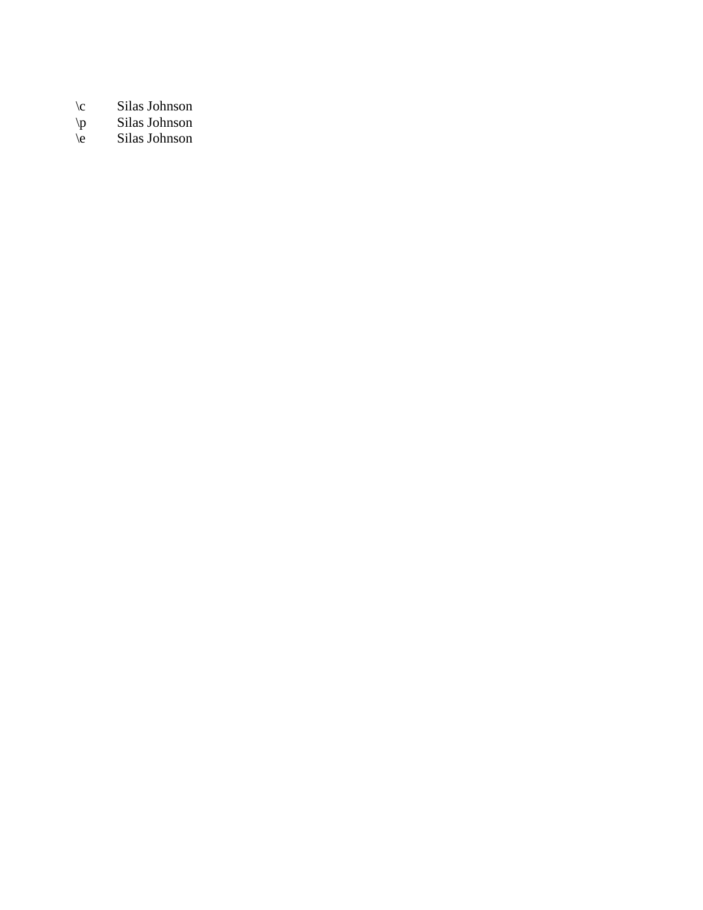\c Silas Johnson
\p Silas Johnson
\e Silas Johnson